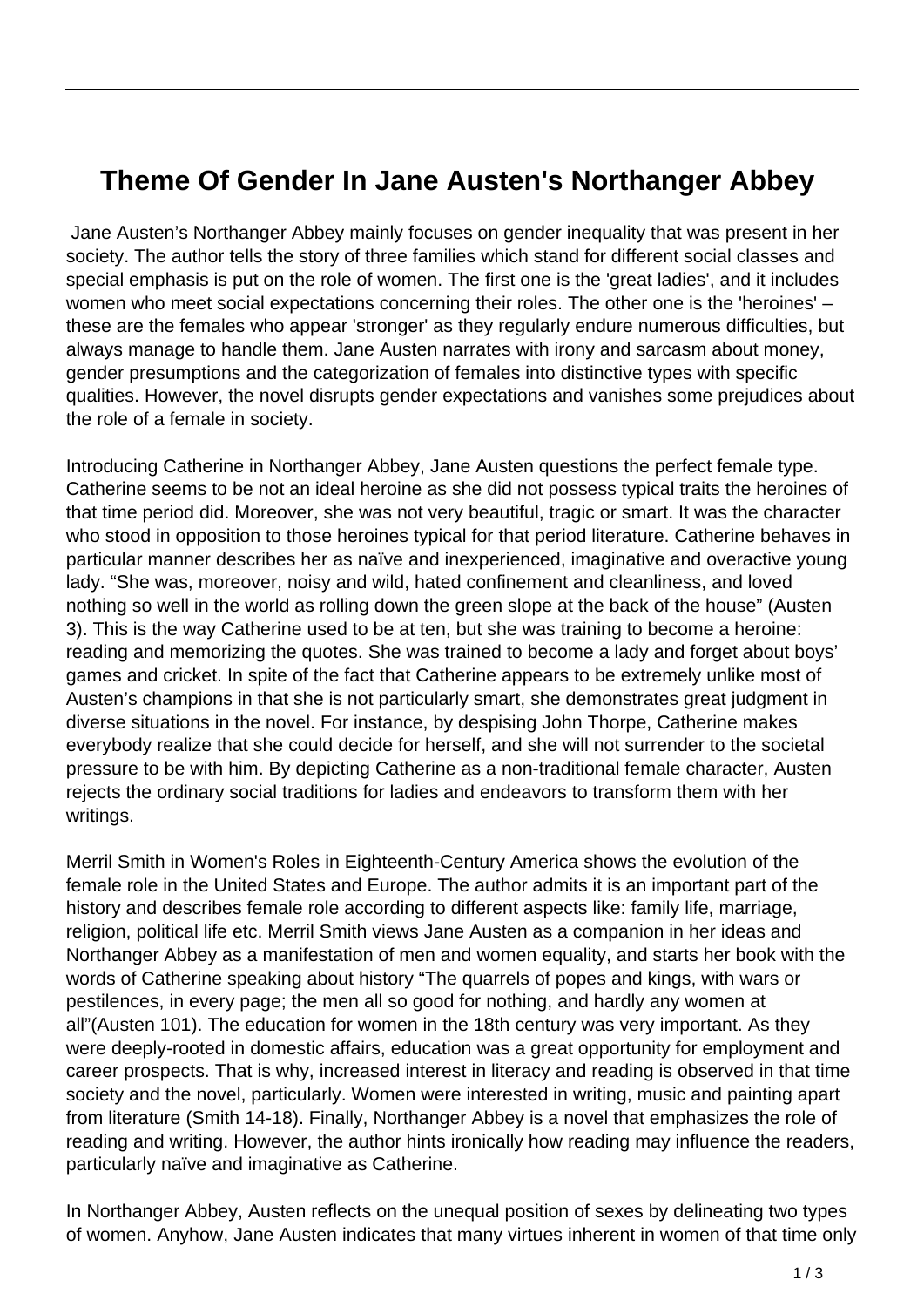# Theme Of Gender In Jane Austen's Northanger Abbey

Jane Austen's Northanger Abbey mainly focuses on gender inequality that was present in her society. The author tells the story of three families which stand for different social classes and special emphasis is put on the role of women. The first one is the 'great ladies', and it includes women who meet social expectations concerning their roles. The other one is the 'heroines' – these are the females who appear 'stronger' as they regularly endure numerous difficulties, but always manage to handle them. Jane Austen narrates with irony and sarcasm about money, gender presumptions and the categorization of females into distinctive types with specific qualities. However, the novel disrupts gender expectations and vanishes some prejudices about the role of a female in society.

Introducing Catherine in Northanger Abbey, Jane Austen questions the perfect female type. Catherine seems to be not an ideal heroine as she did not possess typical traits the heroines of that time period did. Moreover, she was not very beautiful, tragic or smart. It was the character who stood in opposition to those heroines typical for that period literature. Catherine behaves in particular manner describes her as naïve and inexperienced, imaginative and overactive young lady. "She was, moreover, noisy and wild, hated confinement and cleanliness, and loved nothing so well in the world as rolling down the green slope at the back of the house" (Austen 3). This is the way Catherine used to be at ten, but she was training to become a heroine: reading and memorizing the quotes. She was trained to become a lady and forget about boys' games and cricket. In spite of the fact that Catherine appears to be extremely unlike most of Austen's champions in that she is not particularly smart, she demonstrates great judgment in diverse situations in the novel. For instance, by despising John Thorpe, Catherine makes everybody realize that she could decide for herself, and she will not surrender to the societal pressure to be with him. By depicting Catherine as a non-traditional female character, Austen rejects the ordinary social traditions for ladies and endeavors to transform them with her writings.

Merril Smith in Women's Roles in Eighteenth-Century America shows the evolution of the female role in the United States and Europe. The author admits it is an important part of the history and describes female role according to different aspects like: family life, marriage, religion, political life etc. Merril Smith views Jane Austen as a companion in her ideas and Northanger Abbey as a manifestation of men and women equality, and starts her book with the words of Catherine speaking about history "The quarrels of popes and kings, with wars or pestilences, in every page; the men all so good for nothing, and hardly any women at all"(Austen 101). The education for women in the 18th century was very important. As they were deeply-rooted in domestic affairs, education was a great opportunity for employment and career prospects. That is why, increased interest in literacy and reading is observed in that time society and the novel, particularly. Women were interested in writing, music and painting apart from literature (Smith 14-18). Finally, Northanger Abbey is a novel that emphasizes the role of reading and writing. However, the author hints ironically how reading may influence the readers, particularly naïve and imaginative as Catherine.

In Northanger Abbey, Austen reflects on the unequal position of sexes by delineating two types of women. Anyhow, Jane Austen indicates that many virtues inherent in women of that time only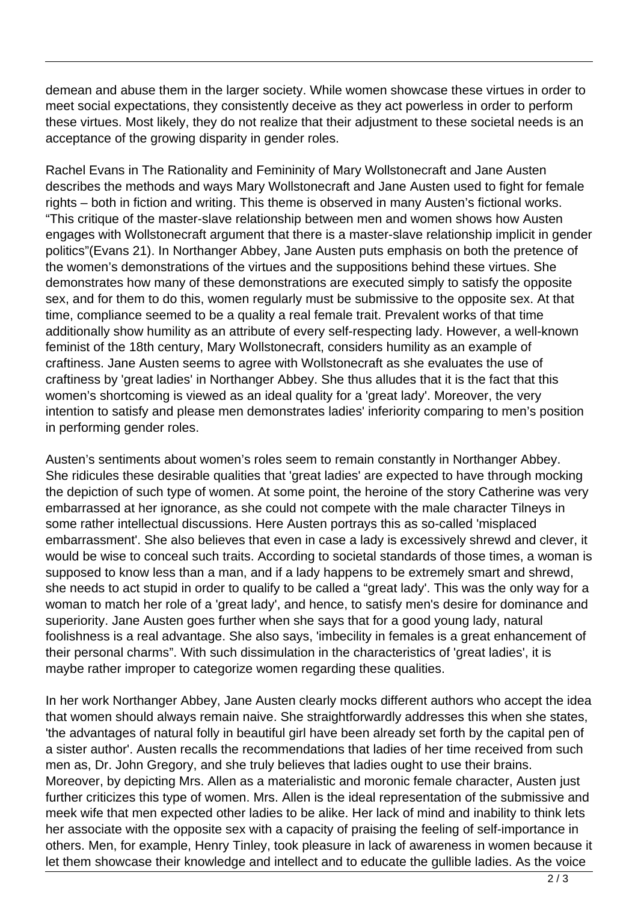demean and abuse them in the larger society. While women showcase these virtues in order to meet social expectations, they consistently deceive as they act powerless in order to perform these virtues. Most likely, they do not realize that their adjustment to these societal needs is an acceptance of the growing disparity in gender roles.

Rachel Evans in The Rationality and Femininity of Mary Wollstonecraft and Jane Austen describes the methods and ways Mary Wollstonecraft and Jane Austen used to fight for female rights – both in fiction and writing. This theme is observed in many Austen's fictional works. "This critique of the master-slave relationship between men and women shows how Austen engages with Wollstonecraft argument that there is a master-slave relationship implicit in gender politics"(Evans 21). In Northanger Abbey, Jane Austen puts emphasis on both the pretence of the women's demonstrations of the virtues and the suppositions behind these virtues. She demonstrates how many of these demonstrations are executed simply to satisfy the opposite sex, and for them to do this, women regularly must be submissive to the opposite sex. At that time, compliance seemed to be a quality a real female trait. Prevalent works of that time additionally show humility as an attribute of every self-respecting lady. However, a well-known feminist of the 18th century, Mary Wollstonecraft, considers humility as an example of craftiness. Jane Austen seems to agree with Wollstonecraft as she evaluates the use of craftiness by 'great ladies' in Northanger Abbey. She thus alludes that it is the fact that this women's shortcoming is viewed as an ideal quality for a 'great lady'. Moreover, the very intention to satisfy and please men demonstrates ladies' inferiority comparing to men's position in performing gender roles.

Austen's sentiments about women's roles seem to remain constantly in Northanger Abbey. She ridicules these desirable qualities that 'great ladies' are expected to have through mocking the depiction of such type of women. At some point, the heroine of the story Catherine was very embarrassed at her ignorance, as she could not compete with the male character Tilneys in some rather intellectual discussions. Here Austen portrays this as so-called 'misplaced embarrassment'. She also believes that even in case a lady is excessively shrewd and clever, it would be wise to conceal such traits. According to societal standards of those times, a woman is supposed to know less than a man, and if a lady happens to be extremely smart and shrewd, she needs to act stupid in order to qualify to be called a "great lady'. This was the only way for a woman to match her role of a 'great lady', and hence, to satisfy men's desire for dominance and superiority. Jane Austen goes further when she says that for a good young lady, natural foolishness is a real advantage. She also says, 'imbecility in females is a great enhancement of their personal charms". With such dissimulation in the characteristics of 'great ladies', it is maybe rather improper to categorize women regarding these qualities.

In her work Northanger Abbey, Jane Austen clearly mocks different authors who accept the idea that women should always remain naive. She straightforwardly addresses this when she states, 'the advantages of natural folly in beautiful girl have been already set forth by the capital pen of a sister author'. Austen recalls the recommendations that ladies of her time received from such men as, Dr. John Gregory, and she truly believes that ladies ought to use their brains. Moreover, by depicting Mrs. Allen as a materialistic and moronic female character, Austen just further criticizes this type of women. Mrs. Allen is the ideal representation of the submissive and meek wife that men expected other ladies to be alike. Her lack of mind and inability to think lets her associate with the opposite sex with a capacity of praising the feeling of self-importance in others. Men, for example, Henry Tinley, took pleasure in lack of awareness in women because it let them showcase their knowledge and intellect and to educate the gullible ladies. As the voice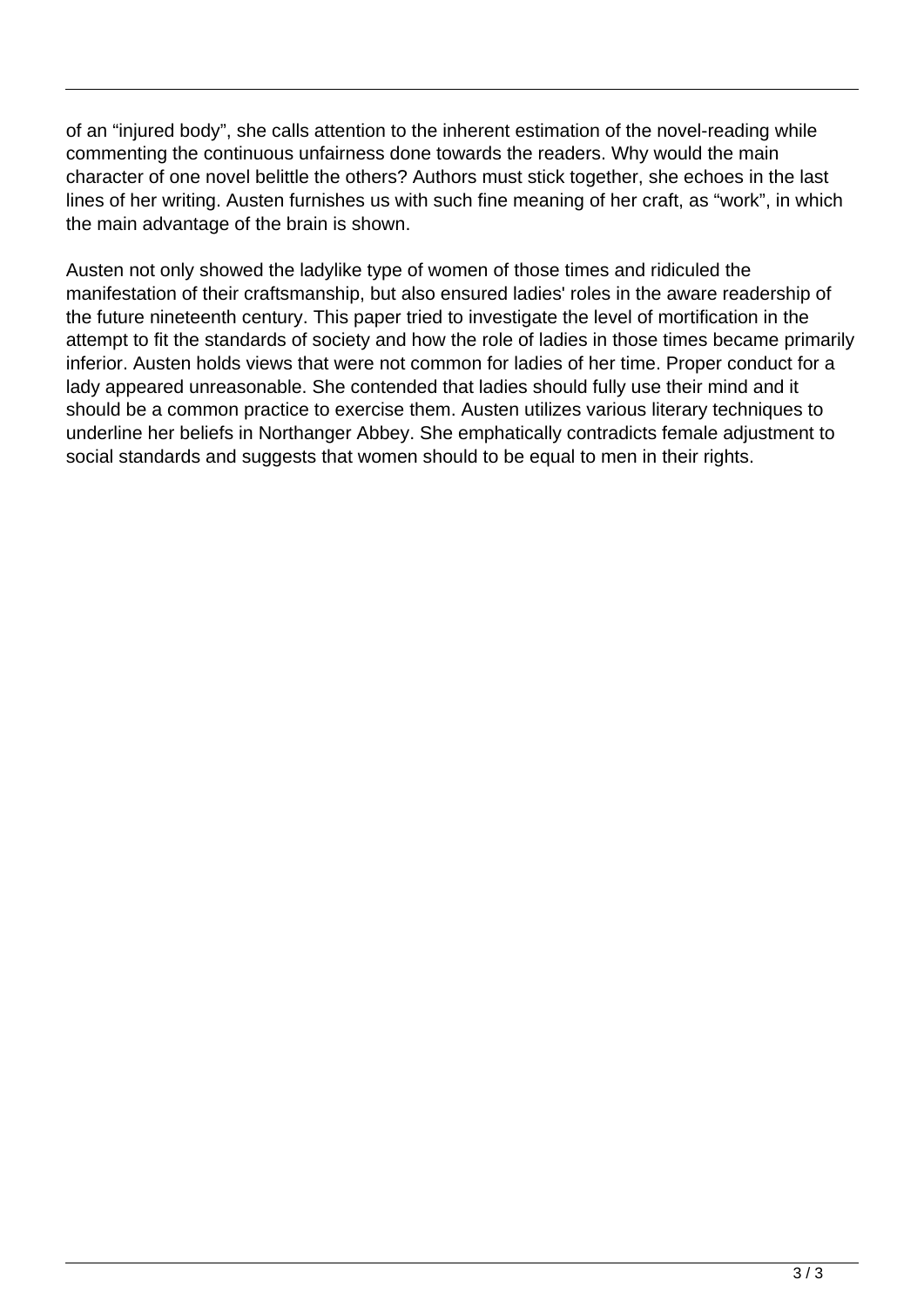of an “injured body”, she calls attention to the inherent estimation of the novel-reading while commenting the continuous unfairness done towards the readers. Why would the main character of one novel belittle the others? Authors must stick together, she echoes in the last lines of her writing. Austen furnishes us with such fine meaning of her craft, as “work”, in which the main advantage of the brain is shown.

Austen not only showed the ladylike type of women of those times and ridiculed the manifestation of their craftsmanship, but also ensured ladies' roles in the aware readership of the future nineteenth century. This paper tried to investigate the level of mortification in the attempt to fit the standards of society and how the role of ladies in those times became primarily inferior. Austen holds views that were not common for ladies of her time. Proper conduct for a lady appeared unreasonable. She contended that ladies should fully use their mind and it should be a common practice to exercise them. Austen utilizes various literary techniques to underline her beliefs in Northanger Abbey. She emphatically contradicts female adjustment to social standards and suggests that women should to be equal to men in their rights.